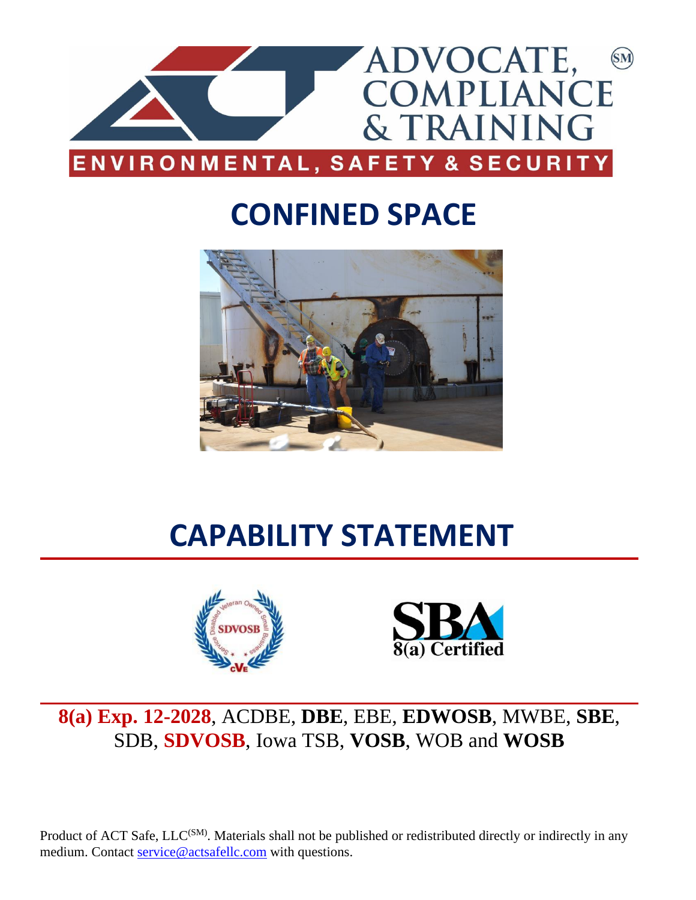ADVOCATE, COMPLIANCE & TRAINING(SM)

ENVIRONMENTAL, SAFETY & SECURITY

# CONFINED SPACE

# CAPABILITY STATEMENT

**8(a) Exp. 12-2028**, ACDBE, **DBE**, EBE, **EDWOSB**, MWBE, **SBE**, SDB, **SDVOSB**, Iowa TSB, **VOSB**, WOB and **WOSB**

Product of ACT Safe, LLC(SM). Materials shall not be published or redistributed directly or indirectly in any medium. Contact service@actsafellc.com with questions.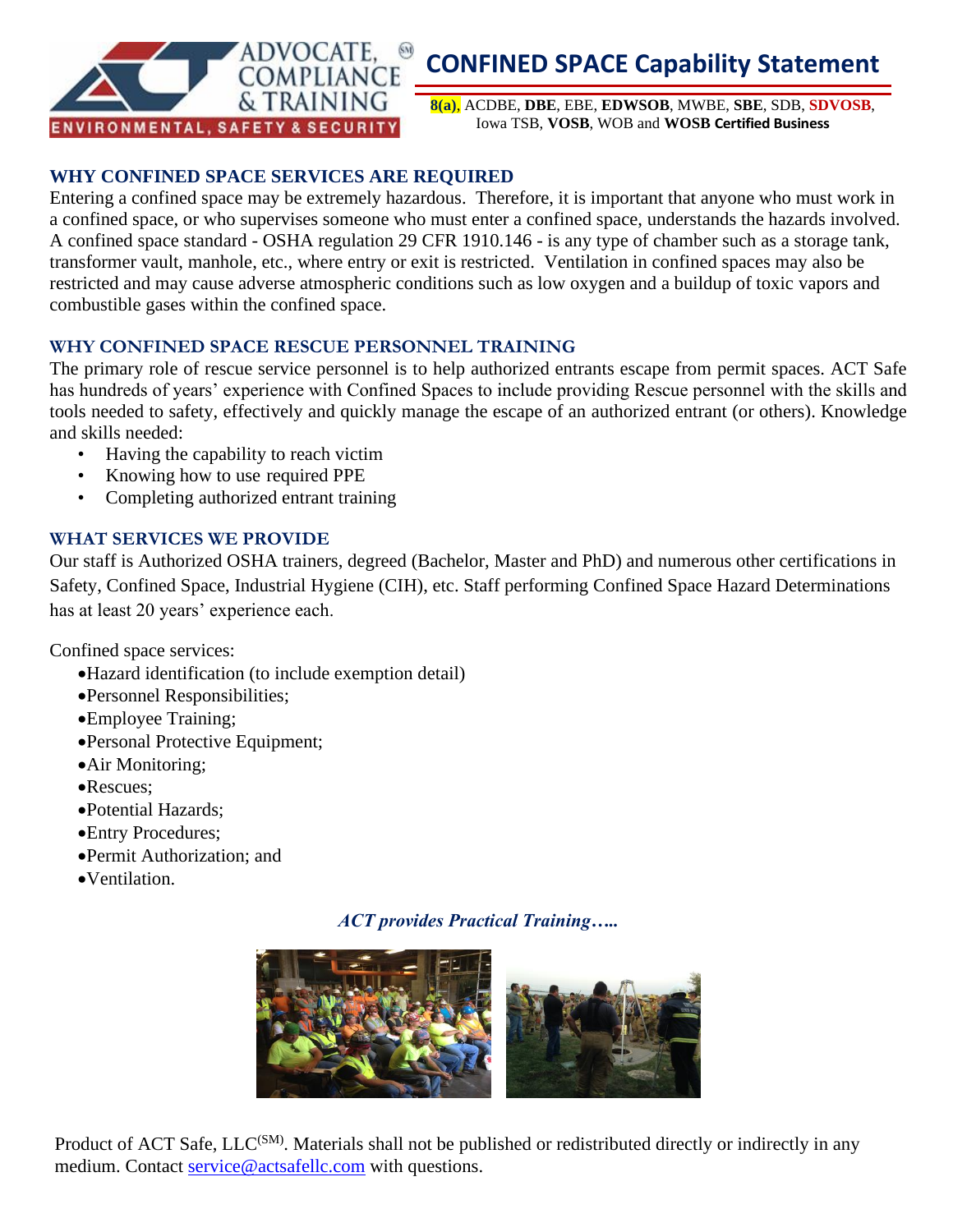# CONFINED SPACE Capability Statement

**8(a)**, ACDBE, **DBE**, EBE, **EDWSOB**, MWBE, **SBE**, SDB, **SDVOSB**, Iowa TSB, **VOSB**, WOB and **WOSB Certified Business**

## WHY CONFINED SPACE SERVICES ARE REQUIRED

Entering a confined space may be extremely hazardous. Therefore, it is important that anyone who must work in a confined space, or who supervises someone who must enter a confined space, understands the hazards involved. A confined space standard - OSHA regulation 29 CFR 1910.146 - is any type of chamber such as a storage tank, transformer vault, manhole, etc., where entry or exit is restricted. Ventilation in confined spaces may also be restricted and may cause adverse atmospheric conditions such as low oxygen and a buildup of toxic vapors and combustible gases within the confined space.

## WHY CONFINED SPACE RESCUE PERSONNEL TRAINING

The primary role of rescue service personnel is to help authorized entrants escape from permit spaces. ACT Safe has hundreds of years' experience with Confined Spaces to include providing Rescue personnel with the skills and tools needed to safety, effectively and quickly manage the escape of an authorized entrant (or others). Knowledge and skills needed:

- Having the capability to reach victim
- Knowing how to use required PPE
- Completing authorized entrant training

## WHAT SERVICES WE PROVIDE

Our staff is Authorized OSHA trainers, degreed (Bachelor, Master and PhD) and numerous other certifications in Safety, Confined Space, Industrial Hygiene (CIH), etc. Staff performing Confined Space Hazard Determinations has at least 20 years' experience each.

Confined space services:

- Hazard identification (to include exemption detail)
- Personnel Responsibilities;
- Employee Training;
- Personal Protective Equipment;
- Air Monitoring;
- Rescues;
- Potential Hazards;
- Entry Procedures;
- Permit Authorization; and
- Ventilation.

***ACT provides Practical Training…..***

Product of ACT Safe, LLC(SM). Materials shall not be published or redistributed directly or indirectly in any medium. Contact service@actsafellc.com with questions.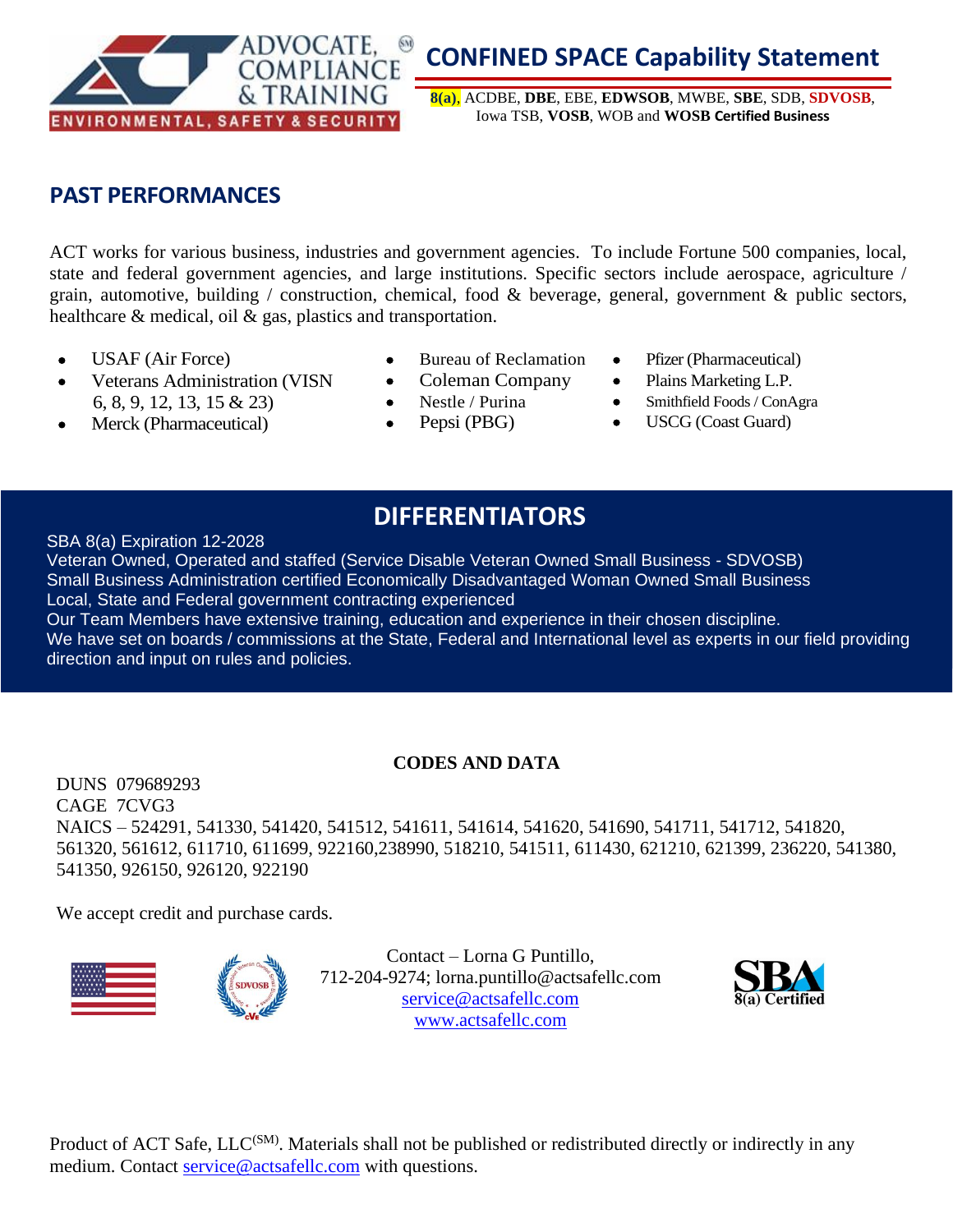ADVOCATE, COMPLIANCE & TRAINING

ENVIRONMENTAL, SAFETY & SECURITY

# CONFINED SPACE Capability Statement

**8(a)**, ACDBE, **DBE**, EBE, **EDWSOB**, MWBE, **SBE**, SDB, **SDVOSB**, Iowa TSB, **VOSB**, WOB and **WOSB Certified Business**

## PAST PERFORMANCES

ACT works for various business, industries and government agencies. To include Fortune 500 companies, local, state and federal government agencies, and large institutions. Specific sectors include aerospace, agriculture / grain, automotive, building / construction, chemical, food & beverage, general, government & public sectors, healthcare & medical, oil & gas, plastics and transportation.

- USAF (Air Force)
- Veterans Administration (VISN 6, 8, 9, 12, 13, 15 & 23)
- Merck (Pharmaceutical)
- Bureau of Reclamation
- Coleman Company
- Nestle / Purina
- Pepsi (PBG)
- Pfizer (Pharmaceutical)
- Plains Marketing L.P.
- Smithfield Foods / ConAgra
- USCG (Coast Guard)

## DIFFERENTIATORS

SBA 8(a) Expiration 12-2028

Veteran Owned, Operated and staffed (Service Disable Veteran Owned Small Business - SDVOSB)

Small Business Administration certified Economically Disadvantaged Woman Owned Small Business

Local, State and Federal government contracting experienced

Our Team Members have extensive training, education and experience in their chosen discipline.

We have set on boards / commissions at the State, Federal and International level as experts in our field providing direction and input on rules and policies.

### CODES AND DATA

DUNS 079689293

CAGE 7CVG3

NAICS – 524291, 541330, 541420, 541512, 541611, 541614, 541620, 541690, 541711, 541712, 541820, 561320, 561612, 611710, 611699, 922160,238990, 518210, 541511, 611430, 621210, 621399, 236220, 541380, 541350, 926150, 926120, 922190

We accept credit and purchase cards.

Contact – Lorna G Puntillo,
712-204-9274; lorna.puntillo@actsafellc.com
service@actsafellc.com
www.actsafellc.com

SBA 8(a) Certified

Product of ACT Safe, LLC(SM). Materials shall not be published or redistributed directly or indirectly in any medium. Contact service@actsafellc.com with questions.